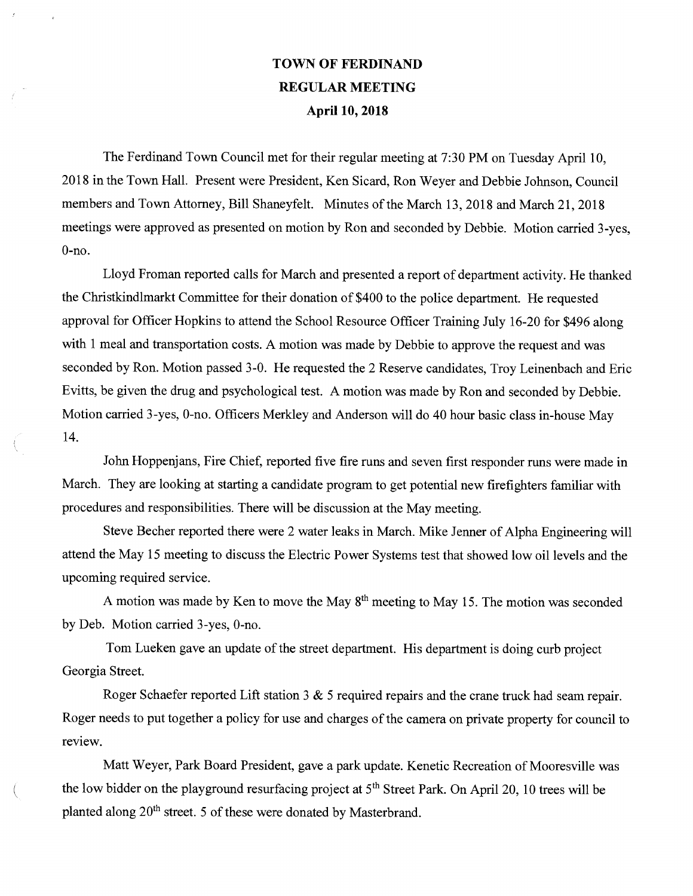# TOWN OF FERDINAND
## REGULAR MEETING
### April 10, 2018

The Ferdinand Town Council met for their regular meeting at 7:30 PM on Tuesday April 10, 2018 in the Town Hall. Present were President, Ken Sicard, Ron Weyer and Debbie Johnson, Council members and Town Attorney, Bill Shaneyfelt. Minutes of the March 13, 2018 and March 21, 2018 meetings were approved as presented on motion by Ron and seconded by Debbie. Motion carried 3-yes, 0-no.

Lloyd Froman reported calls for March and presented a report of department activity. He thanked the Christkindlmarkt Committee for their donation of $400 to the police department. He requested approval for Officer Hopkins to attend the School Resource Officer Training July 16-20 for $496 along with 1 meal and transportation costs. A motion was made by Debbie to approve the request and was seconded by Ron. Motion passed 3-0. He requested the 2 Reserve candidates, Troy Leinenbach and Eric Evitts, be given the drug and psychological test. A motion was made by Ron and seconded by Debbie. Motion carried 3-yes, 0-no. Officers Merkley and Anderson will do 40 hour basic class in-house May 14.

John Hoppenjans, Fire Chief, reported five fire runs and seven first responder runs were made in March. They are looking at starting a candidate program to get potential new firefighters familiar with procedures and responsibilities. There will be discussion at the May meeting.

Steve Becher reported there were 2 water leaks in March. Mike Jenner of Alpha Engineering will attend the May 15 meeting to discuss the Electric Power Systems test that showed low oil levels and the upcoming required service.

A motion was made by Ken to move the May 8th meeting to May 15. The motion was seconded by Deb. Motion carried 3-yes, 0-no.

Tom Lueken gave an update of the street department. His department is doing curb project Georgia Street.

Roger Schaefer reported Lift station 3 & 5 required repairs and the crane truck had seam repair. Roger needs to put together a policy for use and charges of the camera on private property for council to review.

Matt Weyer, Park Board President, gave a park update. Kenetic Recreation of Mooresville was the low bidder on the playground resurfacing project at 5th Street Park. On April 20, 10 trees will be planted along 20th street. 5 of these were donated by Masterbrand.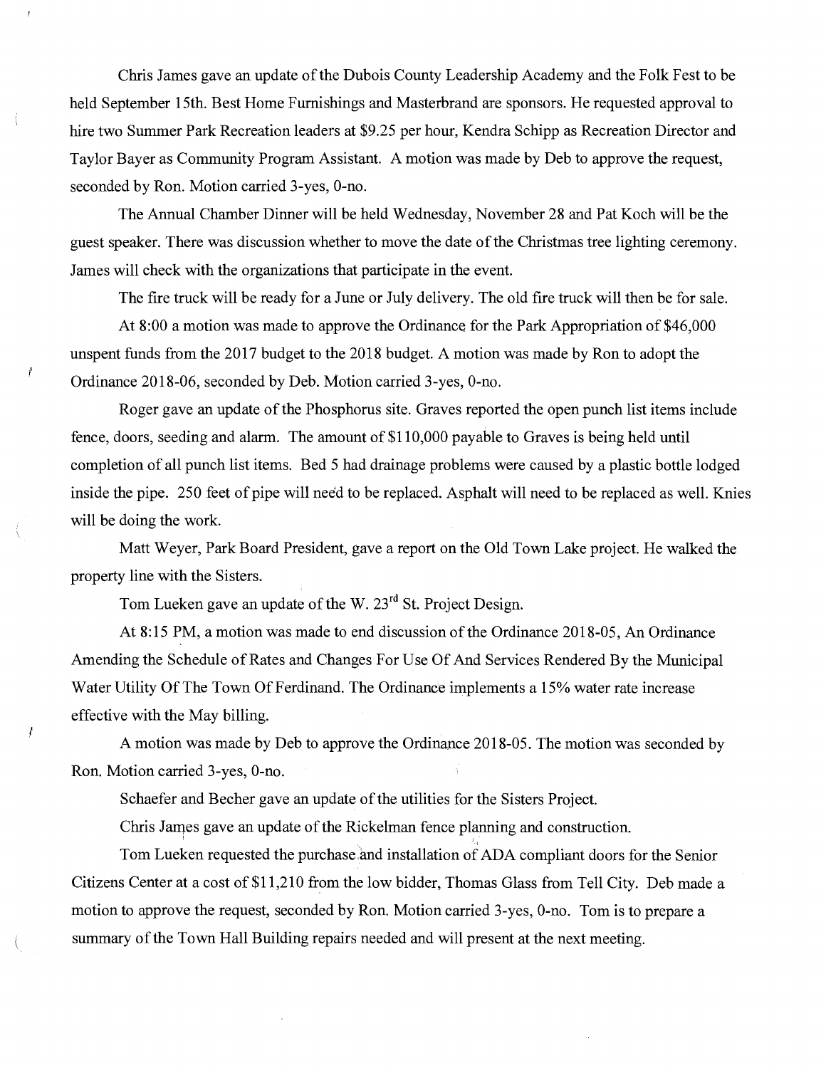Chris James gave an update of the Dubois County Leadership Academy and the Folk Fest to be held September 15th. Best Home Furnishings and Masterbrand are sponsors. He requested approval to hire two Summer Park Recreation leaders at $9.25 per hour, Kendra Schipp as Recreation Director and Taylor Bayer as Community Program Assistant. A motion was made by Deb to approve the request, seconded by Ron. Motion carried 3-yes, 0-no.

The Annual Chamber Dinner will be held Wednesday, November 28 and Pat Koch will be the guest speaker. There was discussion whether to move the date of the Christmas tree lighting ceremony. James will check with the organizations that participate in the event.

The fire truck will be ready for a June or July delivery. The old fire truck will then be for sale.

At 8:00 a motion was made to approve the Ordinance for the Park Appropriation of $46,000 unspent funds from the 2017 budget to the 2018 budget. A motion was made by Ron to adopt the Ordinance 2018-06, seconded by Deb. Motion carried 3-yes, 0-no.

Roger gave an update of the Phosphorus site. Graves reported the open punch list items include fence, doors, seeding and alarm. The amount of $110,000 payable to Graves is being held until completion of all punch list items. Bed 5 had drainage problems were caused by a plastic bottle lodged inside the pipe. 250 feet of pipe will need to be replaced. Asphalt will need to be replaced as well. Knies will be doing the work.

Matt Weyer, Park Board President, gave a report on the Old Town Lake project. He walked the property line with the Sisters.

Tom Lueken gave an update of the W. 23rd St. Project Design.

At 8:15 PM, a motion was made to end discussion of the Ordinance 2018-05, An Ordinance Amending the Schedule of Rates and Changes For Use Of And Services Rendered By the Municipal Water Utility Of The Town Of Ferdinand. The Ordinance implements a 15% water rate increase effective with the May billing.

A motion was made by Deb to approve the Ordinance 2018-05. The motion was seconded by Ron. Motion carried 3-yes, 0-no.

Schaefer and Becher gave an update of the utilities for the Sisters Project.

Chris James gave an update of the Rickelman fence planning and construction.

Tom Lueken requested the purchase and installation of ADA compliant doors for the Senior Citizens Center at a cost of $11,210 from the low bidder, Thomas Glass from Tell City. Deb made a motion to approve the request, seconded by Ron. Motion carried 3-yes, 0-no. Tom is to prepare a summary of the Town Hall Building repairs needed and will present at the next meeting.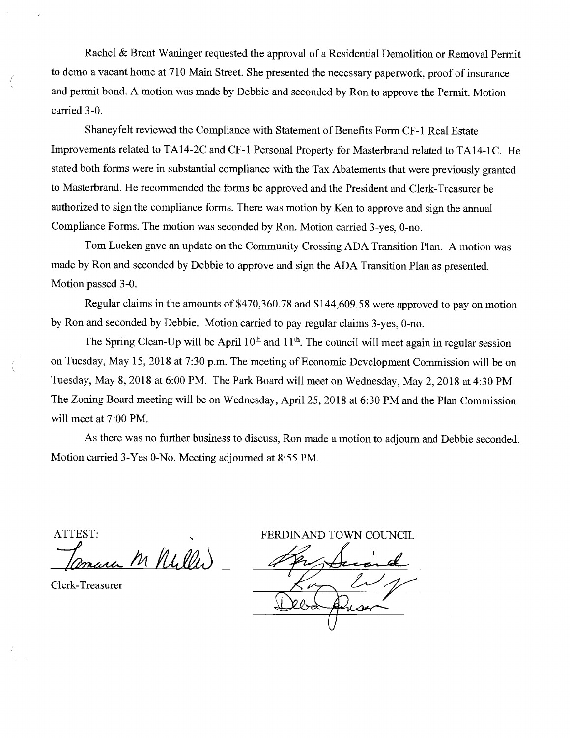Rachel & Brent Waninger requested the approval of a Residential Demolition or Removal Permit to demo a vacant home at 710 Main Street. She presented the necessary paperwork, proof of insurance and permit bond. A motion was made by Debbie and seconded by Ron to approve the Permit. Motion carried 3-0.

Shaneyfelt reviewed the Compliance with Statement of Benefits Form CF-1 Real Estate Improvements related to TA14-2C and CF-1 Personal Property for Masterbrand related to TA14-1C. He stated both forms were in substantial compliance with the Tax Abatements that were previously granted to Masterbrand. He recommended the forms be approved and the President and Clerk-Treasurer be authorized to sign the compliance forms. There was motion by Ken to approve and sign the annual Compliance Forms. The motion was seconded by Ron. Motion carried 3-yes, 0-no.

Tom Lueken gave an update on the Community Crossing ADA Transition Plan. A motion was made by Ron and seconded by Debbie to approve and sign the ADA Transition Plan as presented. Motion passed 3-0.

Regular claims in the amounts of $470,360.78 and $144,609.58 were approved to pay on motion by Ron and seconded by Debbie. Motion carried to pay regular claims 3-yes, 0-no.

The Spring Clean-Up will be April 10th and 11th. The council will meet again in regular session on Tuesday, May 15, 2018 at 7:30 p.m. The meeting of Economic Development Commission will be on Tuesday, May 8, 2018 at 6:00 PM. The Park Board will meet on Wednesday, May 2, 2018 at 4:30 PM. The Zoning Board meeting will be on Wednesday, April 25, 2018 at 6:30 PM and the Plan Commission will meet at 7:00 PM.

As there was no further business to discuss, Ron made a motion to adjourn and Debbie seconded. Motion carried 3-Yes 0-No. Meeting adjourned at 8:55 PM.

ATTEST:

Tamara M Miller

Clerk-Treasurer

FERDINAND TOWN COUNCIL

Ken Sicard

Ron W

Debra Ferber